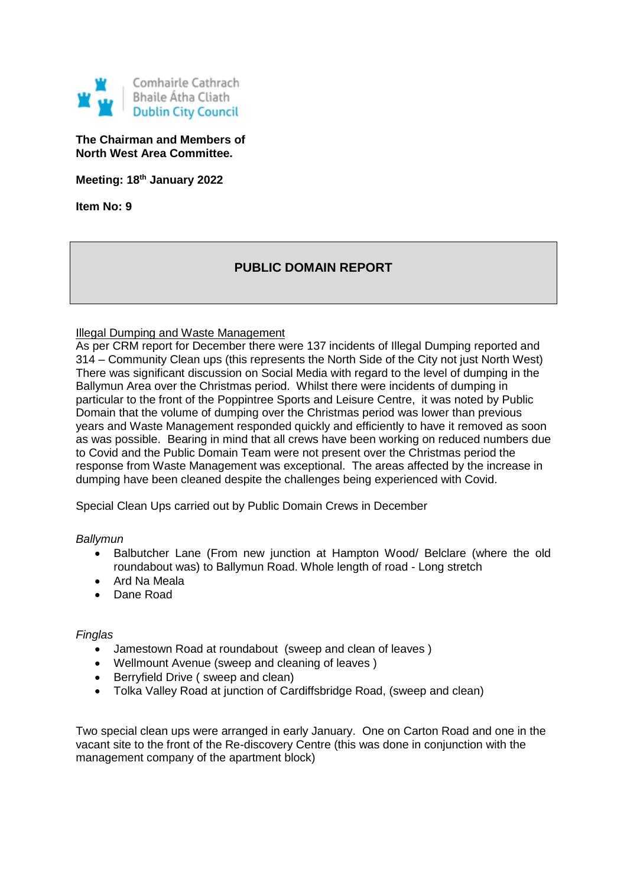Comhairle Cathrach
Bhaile Átha Cliath
Dublin City Council

**The Chairman and Members of**
**North West Area Committee.**

**Meeting: 18th January 2022**

**Item No: 9**

## PUBLIC DOMAIN REPORT

Illegal Dumping and Waste Management

As per CRM report for December there were 137 incidents of Illegal Dumping reported and 314 – Community Clean ups (this represents the North Side of the City not just North West) There was significant discussion on Social Media with regard to the level of dumping in the Ballymun Area over the Christmas period. Whilst there were incidents of dumping in particular to the front of the Poppintree Sports and Leisure Centre, it was noted by Public Domain that the volume of dumping over the Christmas period was lower than previous years and Waste Management responded quickly and efficiently to have it removed as soon as was possible. Bearing in mind that all crews have been working on reduced numbers due to Covid and the Public Domain Team were not present over the Christmas period the response from Waste Management was exceptional. The areas affected by the increase in dumping have been cleaned despite the challenges being experienced with Covid.

Special Clean Ups carried out by Public Domain Crews in December

*Ballymun*

- Balbutcher Lane (From new junction at Hampton Wood/ Belclare (where the old roundabout was) to Ballymun Road. Whole length of road - Long stretch
- Ard Na Meala
- Dane Road

*Finglas*

- Jamestown Road at roundabout (sweep and clean of leaves )
- Wellmount Avenue (sweep and cleaning of leaves )
- Berryfield Drive ( sweep and clean)
- Tolka Valley Road at junction of Cardiffsbridge Road, (sweep and clean)

Two special clean ups were arranged in early January. One on Carton Road and one in the vacant site to the front of the Re-discovery Centre (this was done in conjunction with the management company of the apartment block)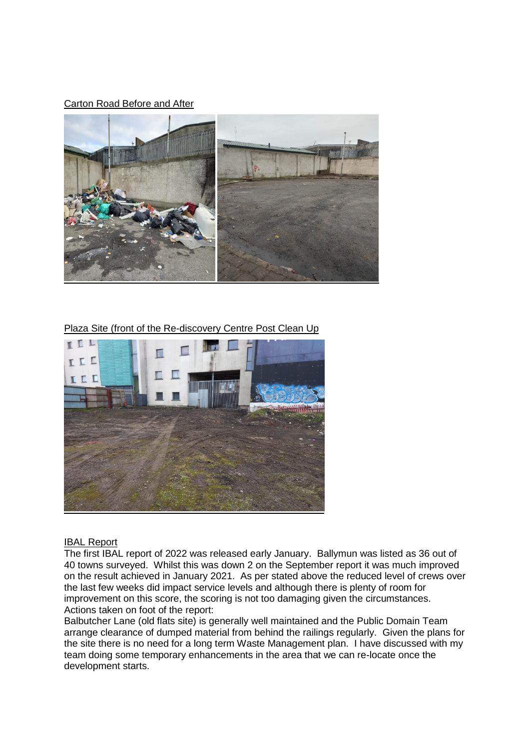Carton Road Before and After

Plaza Site (front of the Re-discovery Centre Post Clean Up

IBAL Report

The first IBAL report of 2022 was released early January. Ballymun was listed as 36 out of 40 towns surveyed. Whilst this was down 2 on the September report it was much improved on the result achieved in January 2021. As per stated above the reduced level of crews over the last few weeks did impact service levels and although there is plenty of room for improvement on this score, the scoring is not too damaging given the circumstances.

Actions taken on foot of the report:

Balbutcher Lane (old flats site) is generally well maintained and the Public Domain Team arrange clearance of dumped material from behind the railings regularly. Given the plans for the site there is no need for a long term Waste Management plan. I have discussed with my team doing some temporary enhancements in the area that we can re-locate once the development starts.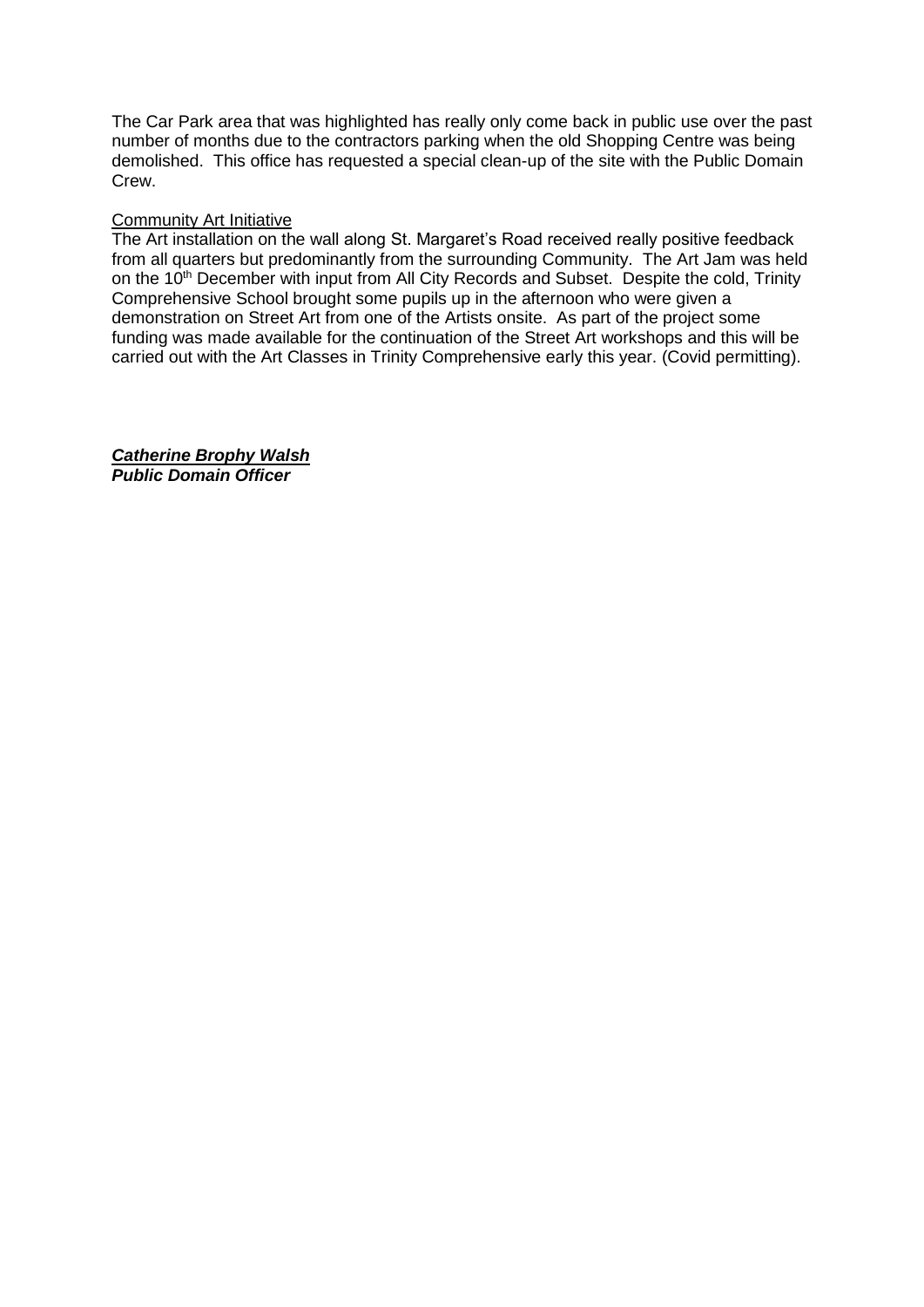The Car Park area that was highlighted has really only come back in public use over the past number of months due to the contractors parking when the old Shopping Centre was being demolished. This office has requested a special clean-up of the site with the Public Domain Crew.

Community Art Initiative

The Art installation on the wall along St. Margaret's Road received really positive feedback from all quarters but predominantly from the surrounding Community. The Art Jam was held on the 10th December with input from All City Records and Subset. Despite the cold, Trinity Comprehensive School brought some pupils up in the afternoon who were given a demonstration on Street Art from one of the Artists onsite. As part of the project some funding was made available for the continuation of the Street Art workshops and this will be carried out with the Art Classes in Trinity Comprehensive early this year. (Covid permitting).

***Catherine Brophy Walsh***
***Public Domain Officer***